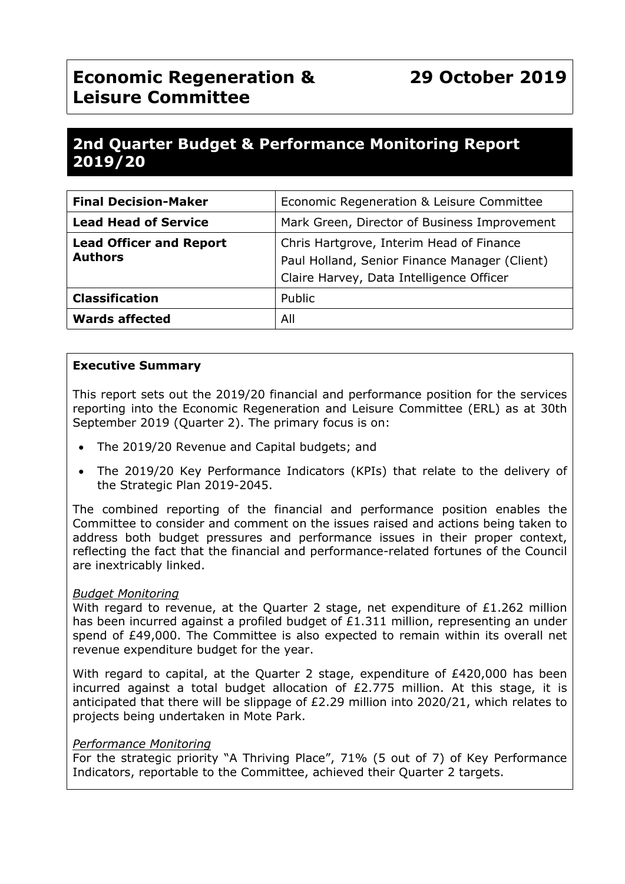# Economic Regeneration & Leisure Committee

**29 October 2019**

## 2nd Quarter Budget & Performance Monitoring Report 2019/20

| **Final Decision-Maker** | Economic Regeneration & Leisure Committee |
|---|---|
| **Lead Head of Service** | Mark Green, Director of Business Improvement |
| **Lead Officer and Report Authors** | Chris Hartgrove, Interim Head of Finance<br>Paul Holland, Senior Finance Manager (Client)<br>Claire Harvey, Data Intelligence Officer |
| **Classification** | Public |
| **Wards affected** | All |

**Executive Summary**

This report sets out the 2019/20 financial and performance position for the services reporting into the Economic Regeneration and Leisure Committee (ERL) as at 30th September 2019 (Quarter 2). The primary focus is on:

- The 2019/20 Revenue and Capital budgets; and
- The 2019/20 Key Performance Indicators (KPIs) that relate to the delivery of the Strategic Plan 2019-2045.

The combined reporting of the financial and performance position enables the Committee to consider and comment on the issues raised and actions being taken to address both budget pressures and performance issues in their proper context, reflecting the fact that the financial and performance-related fortunes of the Council are inextricably linked.

*Budget Monitoring*

With regard to revenue, at the Quarter 2 stage, net expenditure of £1.262 million has been incurred against a profiled budget of £1.311 million, representing an under spend of £49,000. The Committee is also expected to remain within its overall net revenue expenditure budget for the year.

With regard to capital, at the Quarter 2 stage, expenditure of £420,000 has been incurred against a total budget allocation of £2.775 million. At this stage, it is anticipated that there will be slippage of £2.29 million into 2020/21, which relates to projects being undertaken in Mote Park.

*Performance Monitoring*

For the strategic priority "A Thriving Place", 71% (5 out of 7) of Key Performance Indicators, reportable to the Committee, achieved their Quarter 2 targets.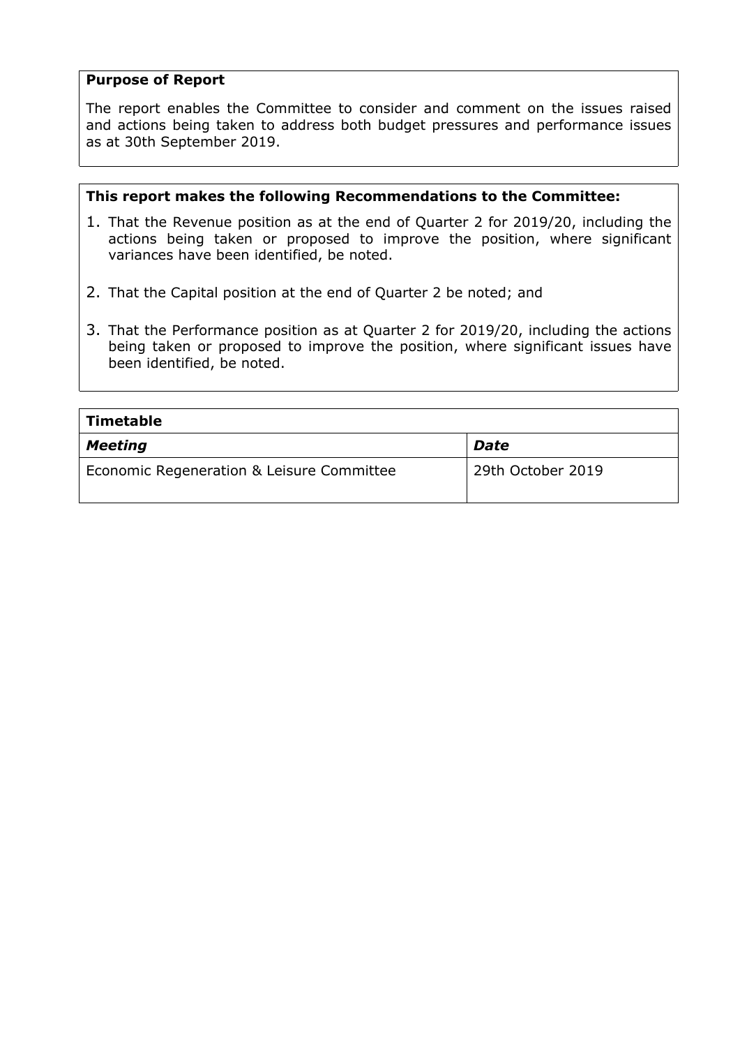**Purpose of Report**

The report enables the Committee to consider and comment on the issues raised and actions being taken to address both budget pressures and performance issues as at 30th September 2019.

**This report makes the following Recommendations to the Committee:**

1. That the Revenue position as at the end of Quarter 2 for 2019/20, including the actions being taken or proposed to improve the position, where significant variances have been identified, be noted.
2. That the Capital position at the end of Quarter 2 be noted; and
3. That the Performance position as at Quarter 2 for 2019/20, including the actions being taken or proposed to improve the position, where significant issues have been identified, be noted.

| **Timetable** | |
|---|---|
| ***Meeting*** | ***Date*** |
| Economic Regeneration & Leisure Committee | 29th October 2019 |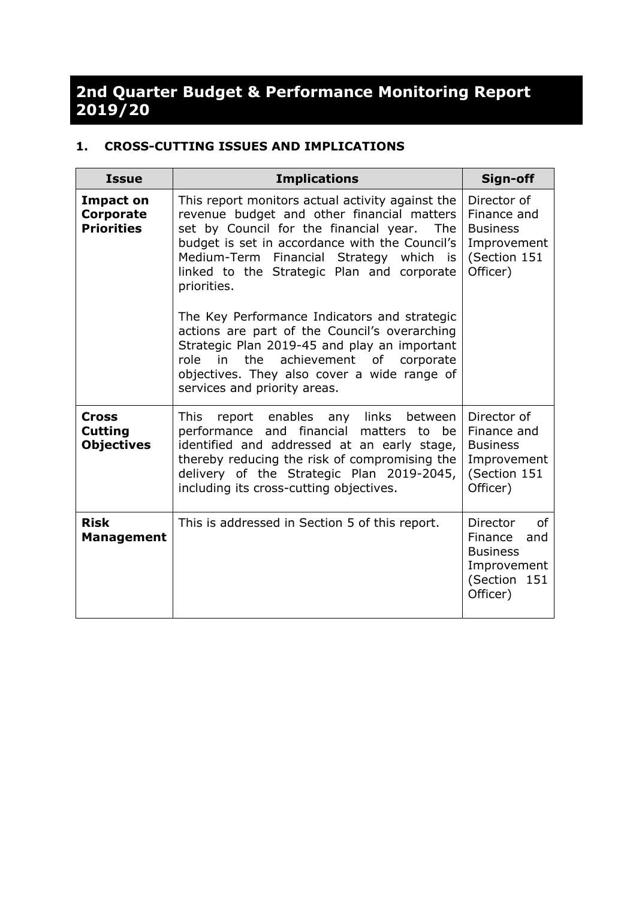# 2nd Quarter Budget & Performance Monitoring Report 2019/20

## 1. CROSS-CUTTING ISSUES AND IMPLICATIONS

| Issue | Implications | Sign-off |
|---|---|---|
| **Impact on Corporate Priorities** | This report monitors actual activity against the revenue budget and other financial matters set by Council for the financial year. The budget is set in accordance with the Council's Medium-Term Financial Strategy which is linked to the Strategic Plan and corporate priorities.<br><br>The Key Performance Indicators and strategic actions are part of the Council's overarching Strategic Plan 2019-45 and play an important role in the achievement of corporate objectives. They also cover a wide range of services and priority areas. | Director of Finance and Business Improvement (Section 151 Officer) |
| **Cross Cutting Objectives** | This report enables any links between performance and financial matters to be identified and addressed at an early stage, thereby reducing the risk of compromising the delivery of the Strategic Plan 2019-2045, including its cross-cutting objectives. | Director of Finance and Business Improvement (Section 151 Officer) |
| **Risk Management** | This is addressed in Section 5 of this report. | Director of Finance and Business Improvement (Section 151 Officer) |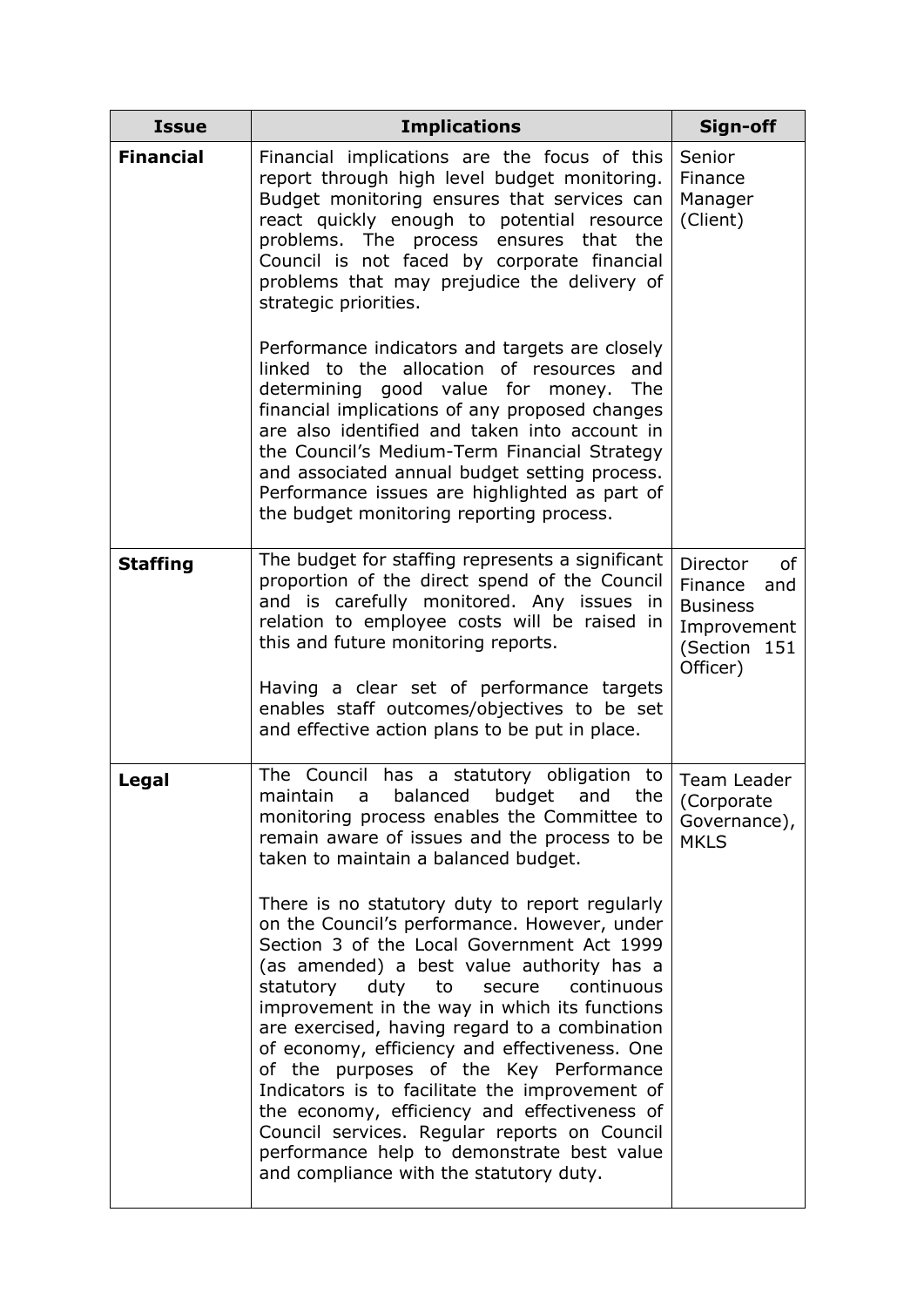| Issue | Implications | Sign-off |
|---|---|---|
| **Financial** | Financial implications are the focus of this report through high level budget monitoring. Budget monitoring ensures that services can react quickly enough to potential resource problems. The process ensures that the Council is not faced by corporate financial problems that may prejudice the delivery of strategic priorities.<br><br>Performance indicators and targets are closely linked to the allocation of resources and determining good value for money. The financial implications of any proposed changes are also identified and taken into account in the Council's Medium-Term Financial Strategy and associated annual budget setting process. Performance issues are highlighted as part of the budget monitoring reporting process. | Senior Finance Manager (Client) |
| **Staffing** | The budget for staffing represents a significant proportion of the direct spend of the Council and is carefully monitored. Any issues in relation to employee costs will be raised in this and future monitoring reports.<br><br>Having a clear set of performance targets enables staff outcomes/objectives to be set and effective action plans to be put in place. | Director of Finance and Business Improvement (Section 151 Officer) |
| **Legal** | The Council has a statutory obligation to maintain a balanced budget and the monitoring process enables the Committee to remain aware of issues and the process to be taken to maintain a balanced budget.<br><br>There is no statutory duty to report regularly on the Council's performance. However, under Section 3 of the Local Government Act 1999 (as amended) a best value authority has a statutory duty to secure continuous improvement in the way in which its functions are exercised, having regard to a combination of economy, efficiency and effectiveness. One of the purposes of the Key Performance Indicators is to facilitate the improvement of the economy, efficiency and effectiveness of Council services. Regular reports on Council performance help to demonstrate best value and compliance with the statutory duty. | Team Leader (Corporate Governance), MKLS |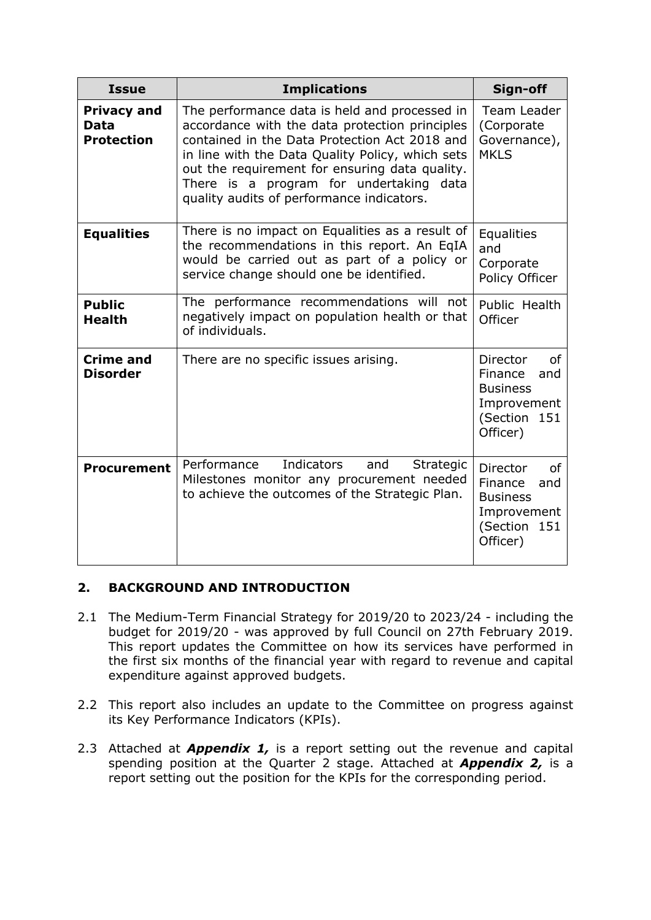| Issue | Implications | Sign-off |
| --- | --- | --- |
| **Privacy and Data Protection** | The performance data is held and processed in accordance with the data protection principles contained in the Data Protection Act 2018 and in line with the Data Quality Policy, which sets out the requirement for ensuring data quality. There is a program for undertaking data quality audits of performance indicators. | Team Leader (Corporate Governance), MKLS |
| **Equalities** | There is no impact on Equalities as a result of the recommendations in this report. An EqIA would be carried out as part of a policy or service change should one be identified. | Equalities and Corporate Policy Officer |
| **Public Health** | The performance recommendations will not negatively impact on population health or that of individuals. | Public Health Officer |
| **Crime and Disorder** | There are no specific issues arising. | Director of Finance and Business Improvement (Section 151 Officer) |
| **Procurement** | Performance Indicators and Strategic Milestones monitor any procurement needed to achieve the outcomes of the Strategic Plan. | Director of Finance and Business Improvement (Section 151 Officer) |

## 2. BACKGROUND AND INTRODUCTION

2.1 The Medium-Term Financial Strategy for 2019/20 to 2023/24 - including the budget for 2019/20 - was approved by full Council on 27th February 2019. This report updates the Committee on how its services have performed in the first six months of the financial year with regard to revenue and capital expenditure against approved budgets.

2.2 This report also includes an update to the Committee on progress against its Key Performance Indicators (KPIs).

2.3 Attached at ***Appendix 1,*** is a report setting out the revenue and capital spending position at the Quarter 2 stage. Attached at ***Appendix 2,*** is a report setting out the position for the KPIs for the corresponding period.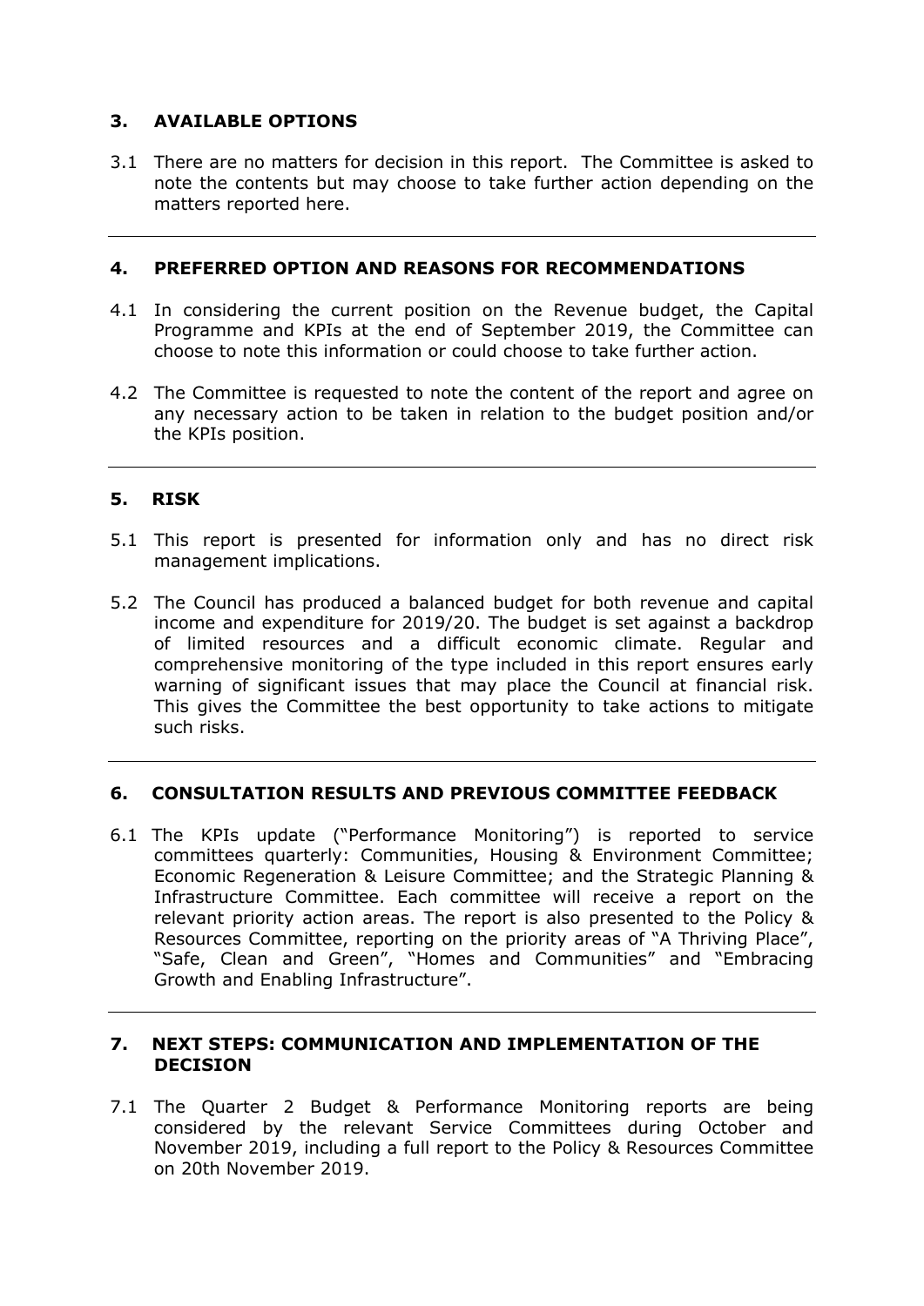## 3. AVAILABLE OPTIONS

3.1 There are no matters for decision in this report. The Committee is asked to note the contents but may choose to take further action depending on the matters reported here.

---

## 4. PREFERRED OPTION AND REASONS FOR RECOMMENDATIONS

4.1 In considering the current position on the Revenue budget, the Capital Programme and KPIs at the end of September 2019, the Committee can choose to note this information or could choose to take further action.

4.2 The Committee is requested to note the content of the report and agree on any necessary action to be taken in relation to the budget position and/or the KPIs position.

---

## 5. RISK

5.1 This report is presented for information only and has no direct risk management implications.

5.2 The Council has produced a balanced budget for both revenue and capital income and expenditure for 2019/20. The budget is set against a backdrop of limited resources and a difficult economic climate. Regular and comprehensive monitoring of the type included in this report ensures early warning of significant issues that may place the Council at financial risk. This gives the Committee the best opportunity to take actions to mitigate such risks.

---

## 6. CONSULTATION RESULTS AND PREVIOUS COMMITTEE FEEDBACK

6.1 The KPIs update ("Performance Monitoring") is reported to service committees quarterly: Communities, Housing & Environment Committee; Economic Regeneration & Leisure Committee; and the Strategic Planning & Infrastructure Committee. Each committee will receive a report on the relevant priority action areas. The report is also presented to the Policy & Resources Committee, reporting on the priority areas of "A Thriving Place", "Safe, Clean and Green", "Homes and Communities" and "Embracing Growth and Enabling Infrastructure".

---

## 7. NEXT STEPS: COMMUNICATION AND IMPLEMENTATION OF THE DECISION

7.1 The Quarter 2 Budget & Performance Monitoring reports are being considered by the relevant Service Committees during October and November 2019, including a full report to the Policy & Resources Committee on 20th November 2019.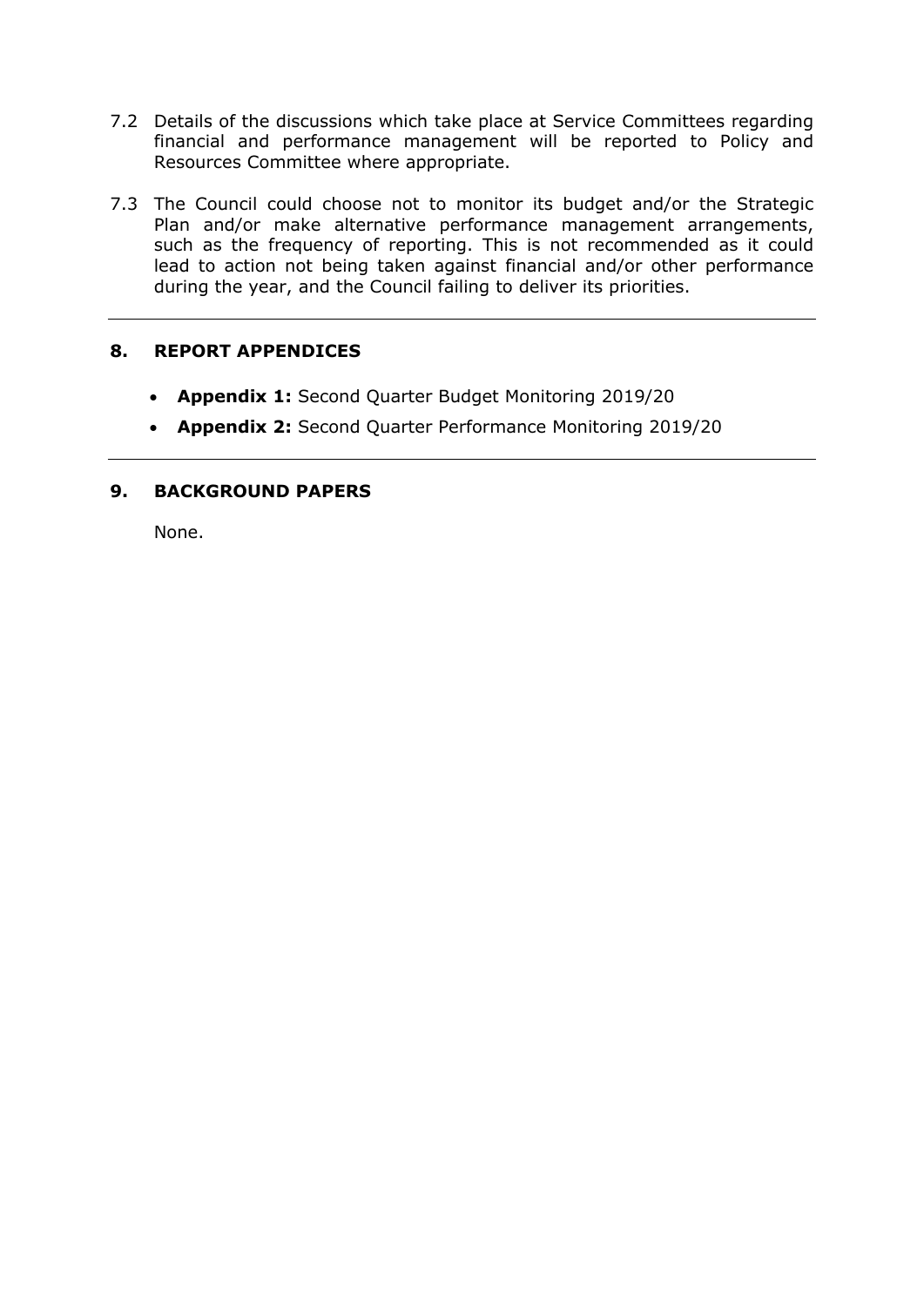7.2 Details of the discussions which take place at Service Committees regarding financial and performance management will be reported to Policy and Resources Committee where appropriate.

7.3 The Council could choose not to monitor its budget and/or the Strategic Plan and/or make alternative performance management arrangements, such as the frequency of reporting. This is not recommended as it could lead to action not being taken against financial and/or other performance during the year, and the Council failing to deliver its priorities.

---

## 8. REPORT APPENDICES

- **Appendix 1:** Second Quarter Budget Monitoring 2019/20
- **Appendix 2:** Second Quarter Performance Monitoring 2019/20

---

## 9. BACKGROUND PAPERS

None.